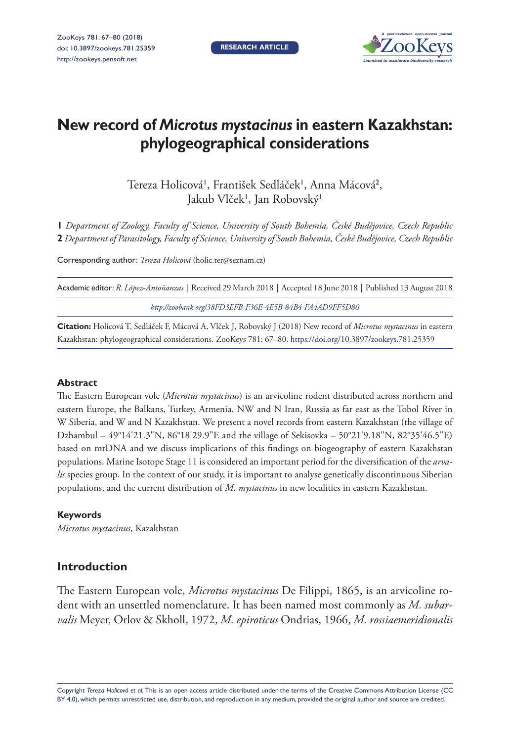# New record of *Microtus mystacinus* in eastern Kazakhstan: phylogeographical considerations

Tereza Holicová[1], František Sedláček[1], Anna Mácová[2], Jakub Vlček[1], Jan Robovský[1]

**1** *Department of Zoology, Faculty of Science, University of South Bohemia, České Budějovice, Czech Republic*
**2** *Department of Parasitology, Faculty of Science, University of South Bohemia, České Budějovice, Czech Republic*

Corresponding author: *Tereza Holicová* (holic.ter@seznam.cz)

Academic editor: *R. López-Antoñanzas* | Received 29 March 2018 | Accepted 18 June 2018 | Published 13 August 2018

*http://zoobank.org/38FD3EFB-F36E-4E5B-84B4-FA4AD9FF5D80*

**Citation:** Holicová T, Sedláček F, Mácová A, Vlček J, Robovský J (2018) New record of *Microtus mystacinus* in eastern Kazakhstan: phylogeographical considerations. ZooKeys 781: 67–80. https://doi.org/10.3897/zookeys.781.25359

## Abstract

The Eastern European vole (*Microtus mystacinus*) is an arvicoline rodent distributed across northern and eastern Europe, the Balkans, Turkey, Armenia, NW and N Iran, Russia as far east as the Tobol River in W Siberia, and W and N Kazakhstan. We present a novel records from eastern Kazakhstan (the village of Dzhambul – 49°14'21.3"N, 86°18'29.9"E and the village of Sekisovka – 50°21'9.18"N, 82°35'46.5"E) based on mtDNA and we discuss implications of this findings on biogeography of eastern Kazakhstan populations. Marine Isotope Stage 11 is considered an important period for the diversification of the *arvalis* species group. In the context of our study, it is important to analyse genetically discontinuous Siberian populations, and the current distribution of *M. mystacinus* in new localities in eastern Kazakhstan.

### Keywords

*Microtus mystacinus*, Kazakhstan

## Introduction

The Eastern European vole, *Microtus mystacinus* De Filippi, 1865, is an arvicoline rodent with an unsettled nomenclature. It has been named most commonly as *M. subarvalis* Meyer, Orlov & Skholl, 1972, *M. epiroticus* Ondrias, 1966, *M. rossiaemeridionalis*

Copyright *Tereza Holicová et al.* This is an open access article distributed under the terms of the Creative Commons Attribution License (CC BY 4.0), which permits unrestricted use, distribution, and reproduction in any medium, provided the original author and source are credited.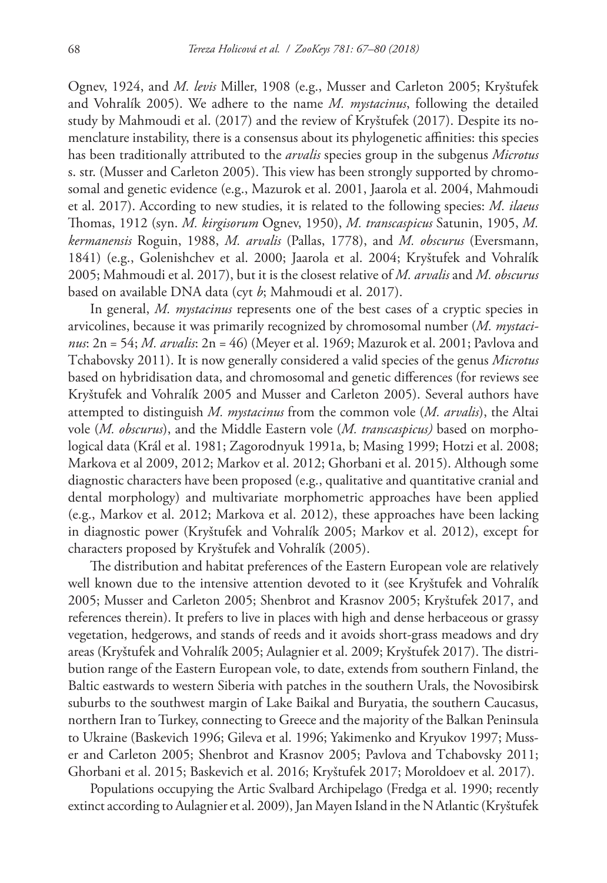Ognev, 1924, and *M. levis* Miller, 1908 (e.g., Musser and Carleton 2005; Kryštufek and Vohralík 2005). We adhere to the name *M. mystacinus*, following the detailed study by Mahmoudi et al. (2017) and the review of Kryštufek (2017). Despite its nomenclature instability, there is a consensus about its phylogenetic affinities: this species has been traditionally attributed to the *arvalis* species group in the subgenus *Microtus* s. str. (Musser and Carleton 2005). This view has been strongly supported by chromosomal and genetic evidence (e.g., Mazurok et al. 2001, Jaarola et al. 2004, Mahmoudi et al. 2017). According to new studies, it is related to the following species: *M. ilaeus* Thomas, 1912 (syn. *M. kirgisorum* Ognev, 1950), *M. transcaspicus* Satunin, 1905, *M. kermanensis* Roguin, 1988, *M. arvalis* (Pallas, 1778), and *M. obscurus* (Eversmann, 1841) (e.g., Golenishchev et al. 2000; Jaarola et al. 2004; Kryštufek and Vohralík 2005; Mahmoudi et al. 2017), but it is the closest relative of *M. arvalis* and *M. obscurus* based on available DNA data (cyt *b*; Mahmoudi et al. 2017).

In general, *M. mystacinus* represents one of the best cases of a cryptic species in arvicolines, because it was primarily recognized by chromosomal number (*M. mystacinus*: 2n = 54; *M. arvalis*: 2n = 46) (Meyer et al. 1969; Mazurok et al. 2001; Pavlova and Tchabovsky 2011). It is now generally considered a valid species of the genus *Microtus* based on hybridisation data, and chromosomal and genetic differences (for reviews see Kryštufek and Vohralík 2005 and Musser and Carleton 2005). Several authors have attempted to distinguish *M. mystacinus* from the common vole (*M. arvalis*), the Altai vole (*M. obscurus*), and the Middle Eastern vole (*M. transcaspicus)* based on morphological data (Král et al. 1981; Zagorodnyuk 1991a, b; Masing 1999; Hotzi et al. 2008; Markova et al 2009, 2012; Markov et al. 2012; Ghorbani et al. 2015). Although some diagnostic characters have been proposed (e.g., qualitative and quantitative cranial and dental morphology) and multivariate morphometric approaches have been applied (e.g., Markov et al. 2012; Markova et al. 2012), these approaches have been lacking in diagnostic power (Kryštufek and Vohralík 2005; Markov et al. 2012), except for characters proposed by Kryštufek and Vohralík (2005).

The distribution and habitat preferences of the Eastern European vole are relatively well known due to the intensive attention devoted to it (see Kryštufek and Vohralík 2005; Musser and Carleton 2005; Shenbrot and Krasnov 2005; Kryštufek 2017, and references therein). It prefers to live in places with high and dense herbaceous or grassy vegetation, hedgerows, and stands of reeds and it avoids short-grass meadows and dry areas (Kryštufek and Vohralík 2005; Aulagnier et al. 2009; Kryštufek 2017). The distribution range of the Eastern European vole, to date, extends from southern Finland, the Baltic eastwards to western Siberia with patches in the southern Urals, the Novosibirsk suburbs to the southwest margin of Lake Baikal and Buryatia, the southern Caucasus, northern Iran to Turkey, connecting to Greece and the majority of the Balkan Peninsula to Ukraine (Baskevich 1996; Gileva et al. 1996; Yakimenko and Kryukov 1997; Musser and Carleton 2005; Shenbrot and Krasnov 2005; Pavlova and Tchabovsky 2011; Ghorbani et al. 2015; Baskevich et al. 2016; Kryštufek 2017; Moroldoev et al. 2017).

Populations occupying the Artic Svalbard Archipelago (Fredga et al. 1990; recently extinct according to Aulagnier et al. 2009), Jan Mayen Island in the N Atlantic (Kryštufek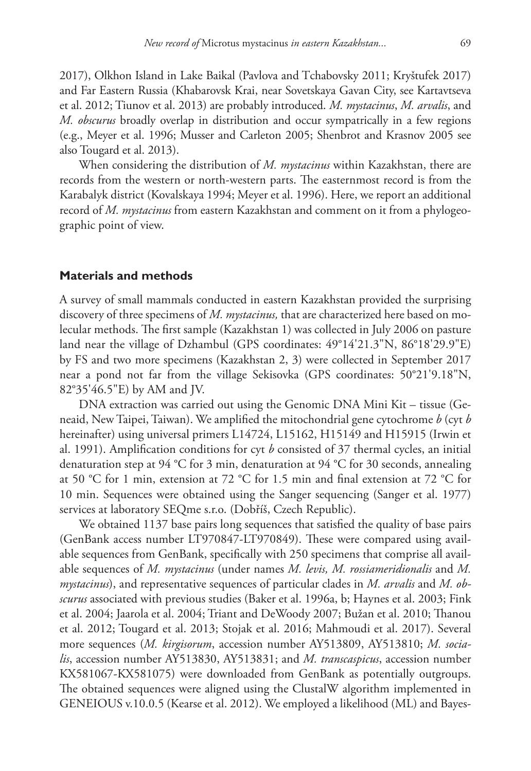2017), Olkhon Island in Lake Baikal (Pavlova and Tchabovsky 2011; Kryštufek 2017) and Far Eastern Russia (Khabarovsk Krai, near Sovetskaya Gavan City, see Kartavtseva et al. 2012; Tiunov et al. 2013) are probably introduced. *M. mystacinus*, *M. arvalis*, and *M. obscurus* broadly overlap in distribution and occur sympatrically in a few regions (e.g., Meyer et al. 1996; Musser and Carleton 2005; Shenbrot and Krasnov 2005 see also Tougard et al. 2013).

When considering the distribution of *M. mystacinus* within Kazakhstan, there are records from the western or north-western parts. The easternmost record is from the Karabalyk district (Kovalskaya 1994; Meyer et al. 1996). Here, we report an additional record of *M. mystacinus* from eastern Kazakhstan and comment on it from a phylogeographic point of view.

## Materials and methods

A survey of small mammals conducted in eastern Kazakhstan provided the surprising discovery of three specimens of *M. mystacinus,* that are characterized here based on molecular methods. The first sample (Kazakhstan 1) was collected in July 2006 on pasture land near the village of Dzhambul (GPS coordinates: 49°14'21.3"N, 86°18'29.9"E) by FS and two more specimens (Kazakhstan 2, 3) were collected in September 2017 near a pond not far from the village Sekisovka (GPS coordinates: 50°21'9.18"N, 82°35'46.5"E) by AM and JV.

DNA extraction was carried out using the Genomic DNA Mini Kit – tissue (Geneaid, New Taipei, Taiwan). We amplified the mitochondrial gene cytochrome *b* (cyt *b* hereinafter) using universal primers L14724, L15162, H15149 and H15915 (Irwin et al. 1991). Amplification conditions for cyt *b* consisted of 37 thermal cycles, an initial denaturation step at 94 °C for 3 min, denaturation at 94 °C for 30 seconds, annealing at 50 °C for 1 min, extension at 72 °C for 1.5 min and final extension at 72 °C for 10 min. Sequences were obtained using the Sanger sequencing (Sanger et al. 1977) services at laboratory SEQme s.r.o. (Dobříš, Czech Republic).

We obtained 1137 base pairs long sequences that satisfied the quality of base pairs (GenBank access number LT970847-LT970849). These were compared using available sequences from GenBank, specifically with 250 specimens that comprise all available sequences of *M. mystacinus* (under names *M. levis, M. rossiameridionalis* and *M. mystacinus*), and representative sequences of particular clades in *M. arvalis* and *M. obscurus* associated with previous studies (Baker et al. 1996a, b; Haynes et al. 2003; Fink et al. 2004; Jaarola et al. 2004; Triant and DeWoody 2007; Bužan et al. 2010; Thanou et al. 2012; Tougard et al. 2013; Stojak et al. 2016; Mahmoudi et al. 2017). Several more sequences (*M. kirgisorum*, accession number AY513809, AY513810; *M. socialis*, accession number AY513830, AY513831; and *M. transcaspicus*, accession number KX581067-KX581075) were downloaded from GenBank as potentially outgroups. The obtained sequences were aligned using the ClustalW algorithm implemented in GENEIOUS v.10.0.5 (Kearse et al. 2012). We employed a likelihood (ML) and Bayes-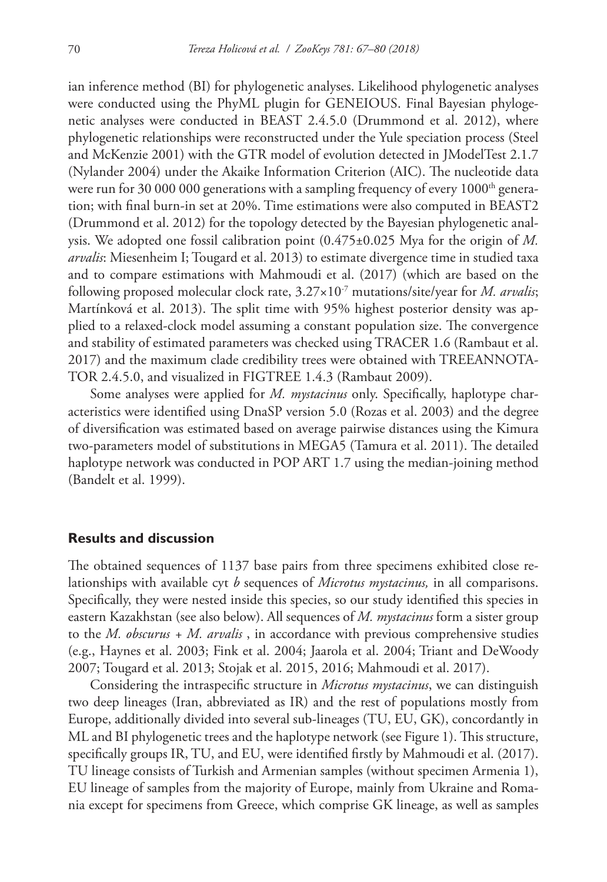ian inference method (BI) for phylogenetic analyses. Likelihood phylogenetic analyses were conducted using the PhyML plugin for GENEIOUS. Final Bayesian phylogenetic analyses were conducted in BEAST 2.4.5.0 (Drummond et al. 2012), where phylogenetic relationships were reconstructed under the Yule speciation process (Steel and McKenzie 2001) with the GTR model of evolution detected in JModelTest 2.1.7 (Nylander 2004) under the Akaike Information Criterion (AIC). The nucleotide data were run for 30 000 000 generations with a sampling frequency of every 1000$^{th}$ generation; with final burn-in set at 20%. Time estimations were also computed in BEAST2 (Drummond et al. 2012) for the topology detected by the Bayesian phylogenetic analysis. We adopted one fossil calibration point (0.475±0.025 Mya for the origin of *M. arvalis*: Miesenheim I; Tougard et al. 2013) to estimate divergence time in studied taxa and to compare estimations with Mahmoudi et al. (2017) (which are based on the following proposed molecular clock rate, $3.27\times10^{-7}$ mutations/site/year for *M. arvalis*; Martínková et al. 2013). The split time with 95% highest posterior density was applied to a relaxed-clock model assuming a constant population size. The convergence and stability of estimated parameters was checked using TRACER 1.6 (Rambaut et al. 2017) and the maximum clade credibility trees were obtained with TREEANNOTATOR 2.4.5.0, and visualized in FIGTREE 1.4.3 (Rambaut 2009).

Some analyses were applied for *M. mystacinus* only. Specifically, haplotype characteristics were identified using DnaSP version 5.0 (Rozas et al. 2003) and the degree of diversification was estimated based on average pairwise distances using the Kimura two-parameters model of substitutions in MEGA5 (Tamura et al. 2011). The detailed haplotype network was conducted in POP ART 1.7 using the median-joining method (Bandelt et al. 1999).

## Results and discussion

The obtained sequences of 1137 base pairs from three specimens exhibited close relationships with available cyt *b* sequences of *Microtus mystacinus,* in all comparisons. Specifically, they were nested inside this species, so our study identified this species in eastern Kazakhstan (see also below). All sequences of *M. mystacinus* form a sister group to the *M. obscurus* + *M. arvalis* , in accordance with previous comprehensive studies (e.g., Haynes et al. 2003; Fink et al. 2004; Jaarola et al. 2004; Triant and DeWoody 2007; Tougard et al. 2013; Stojak et al. 2015, 2016; Mahmoudi et al. 2017).

Considering the intraspecific structure in *Microtus mystacinus*, we can distinguish two deep lineages (Iran, abbreviated as IR) and the rest of populations mostly from Europe, additionally divided into several sub-lineages (TU, EU, GK), concordantly in ML and BI phylogenetic trees and the haplotype network (see Figure 1). This structure, specifically groups IR, TU, and EU, were identified firstly by Mahmoudi et al. (2017). TU lineage consists of Turkish and Armenian samples (without specimen Armenia 1), EU lineage of samples from the majority of Europe, mainly from Ukraine and Romania except for specimens from Greece, which comprise GK lineage, as well as samples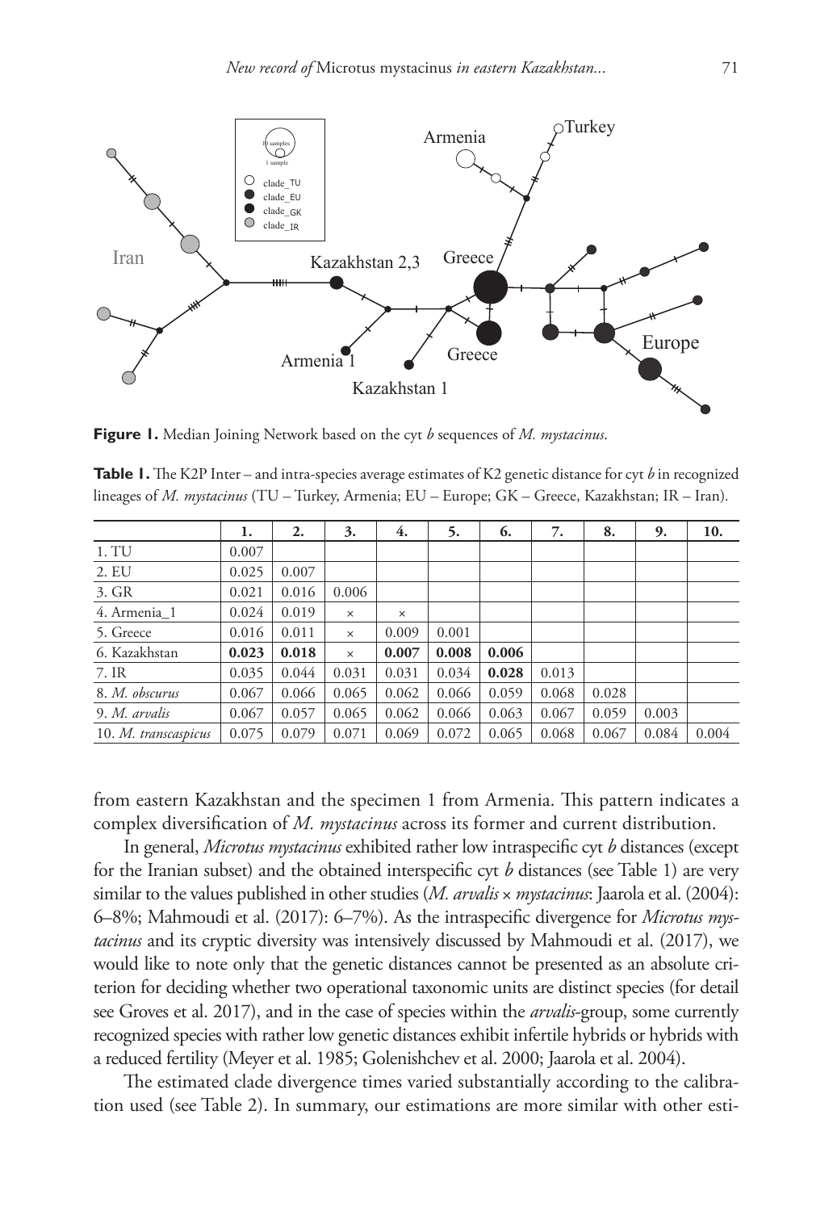**Figure 1.** Median Joining Network based on the cyt *b* sequences of *M. mystacinus*.

**Table 1.** The K2P Inter – and intra-species average estimates of K2 genetic distance for cyt *b* in recognized lineages of *M. mystacinus* (TU – Turkey, Armenia; EU – Europe; GK – Greece, Kazakhstan; IR – Iran).

| | 1. | 2. | 3. | 4. | 5. | 6. | 7. | 8. | 9. | 10. |
|---|---|---|---|---|---|---|---|---|---|---|
| 1. TU | 0.007 | | | | | | | | | |
| 2. EU | 0.025 | 0.007 | | | | | | | | |
| 3. GR | 0.021 | 0.016 | 0.006 | | | | | | | |
| 4. Armenia_1 | 0.024 | 0.019 | × | × | | | | | | |
| 5. Greece | 0.016 | 0.011 | × | 0.009 | 0.001 | | | | | |
| 6. Kazakhstan | **0.023** | **0.018** | × | **0.007** | **0.008** | **0.006** | | | | |
| 7. IR | 0.035 | 0.044 | 0.031 | 0.031 | 0.034 | **0.028** | 0.013 | | | |
| 8. *M. obscurus* | 0.067 | 0.066 | 0.065 | 0.062 | 0.066 | 0.059 | 0.068 | 0.028 | | |
| 9. *M. arvalis* | 0.067 | 0.057 | 0.065 | 0.062 | 0.066 | 0.063 | 0.067 | 0.059 | 0.003 | |
| 10. *M. transcaspicus* | 0.075 | 0.079 | 0.071 | 0.069 | 0.072 | 0.065 | 0.068 | 0.067 | 0.084 | 0.004 |

from eastern Kazakhstan and the specimen 1 from Armenia. This pattern indicates a complex diversification of *M. mystacinus* across its former and current distribution.

In general, *Microtus mystacinus* exhibited rather low intraspecific cyt *b* distances (except for the Iranian subset) and the obtained interspecific cyt *b* distances (see Table 1) are very similar to the values published in other studies (*M. arvalis* × *mystacinus*: Jaarola et al. (2004): 6–8%; Mahmoudi et al. (2017): 6–7%). As the intraspecific divergence for *Microtus mystacinus* and its cryptic diversity was intensively discussed by Mahmoudi et al. (2017), we would like to note only that the genetic distances cannot be presented as an absolute criterion for deciding whether two operational taxonomic units are distinct species (for detail see Groves et al. 2017), and in the case of species within the *arvalis*-group, some currently recognized species with rather low genetic distances exhibit infertile hybrids or hybrids with a reduced fertility (Meyer et al. 1985; Golenishchev et al. 2000; Jaarola et al. 2004).

The estimated clade divergence times varied substantially according to the calibration used (see Table 2). In summary, our estimations are more similar with other esti-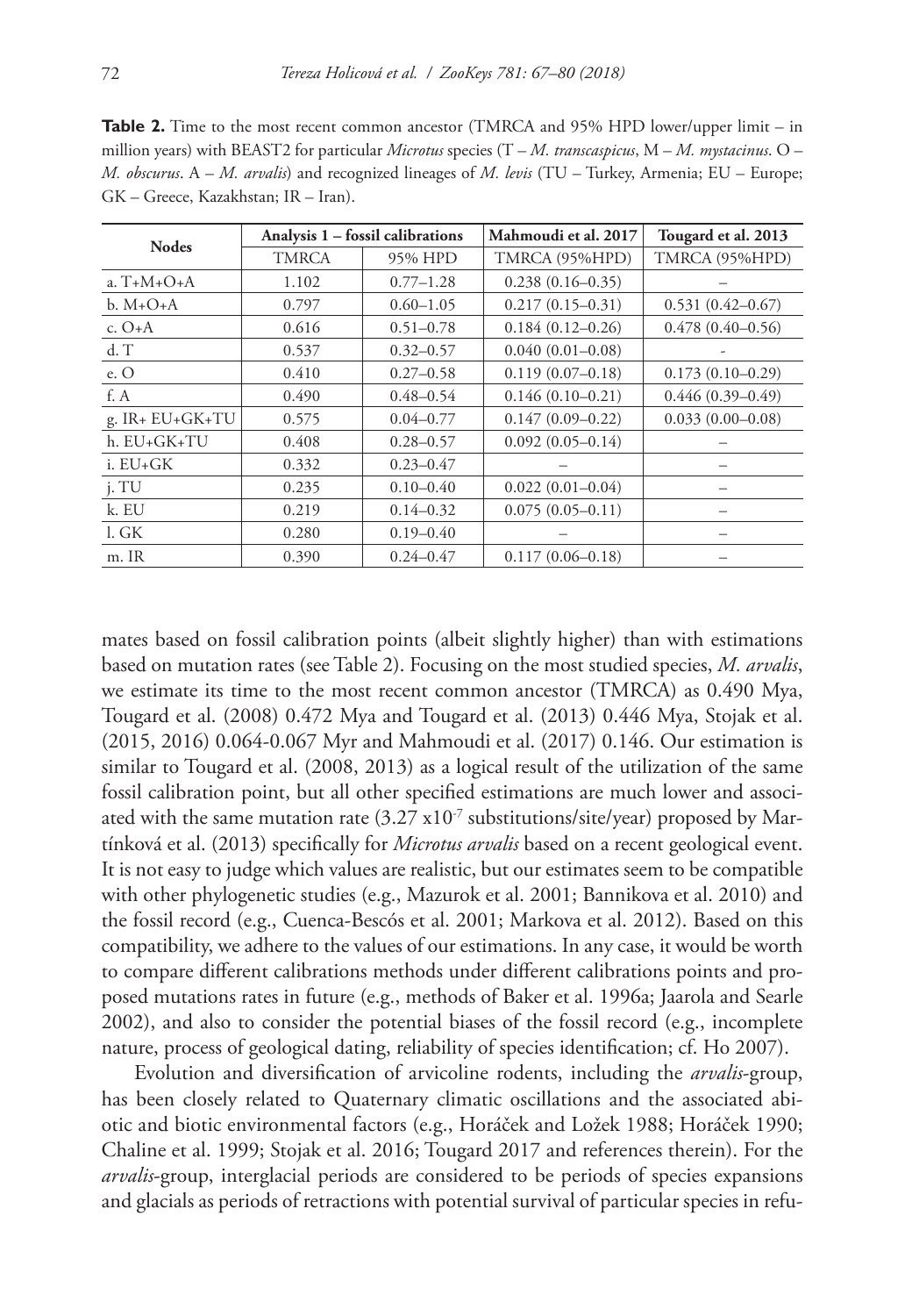**Table 2.** Time to the most recent common ancestor (TMRCA and 95% HPD lower/upper limit – in million years) with BEAST2 for particular *Microtus* species (T – *M. transcaspicus*, M – *M. mystacinus*. O – *M. obscurus*. A – *M. arvalis*) and recognized lineages of *M. levis* (TU – Turkey, Armenia; EU – Europe; GK – Greece, Kazakhstan; IR – Iran).

| Nodes | Analysis 1 – fossil calibrations | | Mahmoudi et al. 2017 | Tougard et al. 2013 |
|---|---|---|---|---|
| | TMRCA | 95% HPD | TMRCA (95%HPD) | TMRCA (95%HPD) |
| a. T+M+O+A | 1.102 | 0.77–1.28 | 0.238 (0.16–0.35) | – |
| b. M+O+A | 0.797 | 0.60–1.05 | 0.217 (0.15–0.31) | 0.531 (0.42–0.67) |
| c. O+A | 0.616 | 0.51–0.78 | 0.184 (0.12–0.26) | 0.478 (0.40–0.56) |
| d. T | 0.537 | 0.32–0.57 | 0.040 (0.01–0.08) | - |
| e. O | 0.410 | 0.27–0.58 | 0.119 (0.07–0.18) | 0.173 (0.10–0.29) |
| f. A | 0.490 | 0.48–0.54 | 0.146 (0.10–0.21) | 0.446 (0.39–0.49) |
| g. IR+ EU+GK+TU | 0.575 | 0.04–0.77 | 0.147 (0.09–0.22) | 0.033 (0.00–0.08) |
| h. EU+GK+TU | 0.408 | 0.28–0.57 | 0.092 (0.05–0.14) | – |
| i. EU+GK | 0.332 | 0.23–0.47 | – | – |
| j. TU | 0.235 | 0.10–0.40 | 0.022 (0.01–0.04) | – |
| k. EU | 0.219 | 0.14–0.32 | 0.075 (0.05–0.11) | – |
| l. GK | 0.280 | 0.19–0.40 | – | – |
| m. IR | 0.390 | 0.24–0.47 | 0.117 (0.06–0.18) | – |

mates based on fossil calibration points (albeit slightly higher) than with estimations based on mutation rates (see Table 2). Focusing on the most studied species, *M. arvalis*, we estimate its time to the most recent common ancestor (TMRCA) as 0.490 Mya, Tougard et al. (2008) 0.472 Mya and Tougard et al. (2013) 0.446 Mya, Stojak et al. (2015, 2016) 0.064-0.067 Myr and Mahmoudi et al. (2017) 0.146. Our estimation is similar to Tougard et al. (2008, 2013) as a logical result of the utilization of the same fossil calibration point, but all other specified estimations are much lower and associated with the same mutation rate ($3.27 \times 10^{-7}$ substitutions/site/year) proposed by Martínková et al. (2013) specifically for *Microtus arvalis* based on a recent geological event. It is not easy to judge which values are realistic, but our estimates seem to be compatible with other phylogenetic studies (e.g., Mazurok et al. 2001; Bannikova et al. 2010) and the fossil record (e.g., Cuenca-Bescós et al. 2001; Markova et al. 2012). Based on this compatibility, we adhere to the values of our estimations. In any case, it would be worth to compare different calibrations methods under different calibrations points and proposed mutations rates in future (e.g., methods of Baker et al. 1996a; Jaarola and Searle 2002), and also to consider the potential biases of the fossil record (e.g., incomplete nature, process of geological dating, reliability of species identification; cf. Ho 2007).

Evolution and diversification of arvicoline rodents, including the *arvalis*-group, has been closely related to Quaternary climatic oscillations and the associated abiotic and biotic environmental factors (e.g., Horáček and Ložek 1988; Horáček 1990; Chaline et al. 1999; Stojak et al. 2016; Tougard 2017 and references therein). For the *arvalis*-group, interglacial periods are considered to be periods of species expansions and glacials as periods of retractions with potential survival of particular species in refu-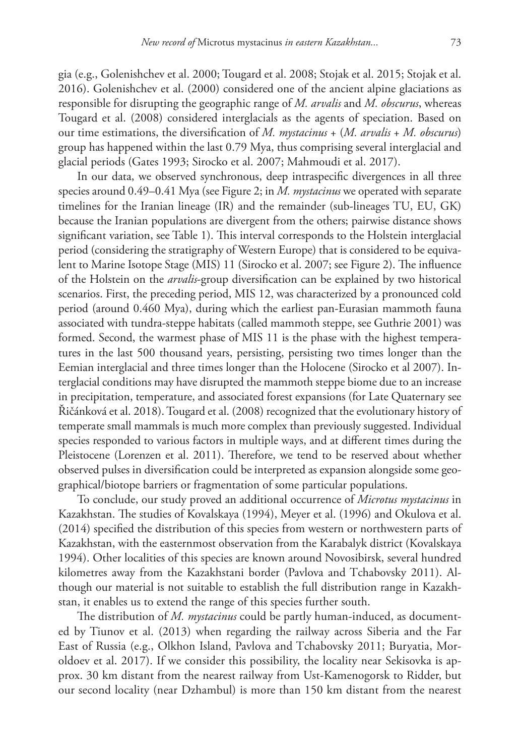gia (e.g., Golenishchev et al. 2000; Tougard et al. 2008; Stojak et al. 2015; Stojak et al. 2016). Golenishchev et al. (2000) considered one of the ancient alpine glaciations as responsible for disrupting the geographic range of *M. arvalis* and *M. obscurus*, whereas Tougard et al. (2008) considered interglacials as the agents of speciation. Based on our time estimations, the diversification of *M. mystacinus* + (*M. arvalis* + *M. obscurus*) group has happened within the last 0.79 Mya, thus comprising several interglacial and glacial periods (Gates 1993; Sirocko et al. 2007; Mahmoudi et al. 2017).

In our data, we observed synchronous, deep intraspecific divergences in all three species around 0.49–0.41 Mya (see Figure 2; in *M. mystacinus* we operated with separate timelines for the Iranian lineage (IR) and the remainder (sub-lineages TU, EU, GK) because the Iranian populations are divergent from the others; pairwise distance shows significant variation, see Table 1). This interval corresponds to the Holstein interglacial period (considering the stratigraphy of Western Europe) that is considered to be equivalent to Marine Isotope Stage (MIS) 11 (Sirocko et al. 2007; see Figure 2). The influence of the Holstein on the *arvalis*-group diversification can be explained by two historical scenarios. First, the preceding period, MIS 12, was characterized by a pronounced cold period (around 0.460 Mya), during which the earliest pan-Eurasian mammoth fauna associated with tundra-steppe habitats (called mammoth steppe, see Guthrie 2001) was formed. Second, the warmest phase of MIS 11 is the phase with the highest temperatures in the last 500 thousand years, persisting, persisting two times longer than the Eemian interglacial and three times longer than the Holocene (Sirocko et al 2007). Interglacial conditions may have disrupted the mammoth steppe biome due to an increase in precipitation, temperature, and associated forest expansions (for Late Quaternary see Řičánková et al. 2018). Tougard et al. (2008) recognized that the evolutionary history of temperate small mammals is much more complex than previously suggested. Individual species responded to various factors in multiple ways, and at different times during the Pleistocene (Lorenzen et al. 2011). Therefore, we tend to be reserved about whether observed pulses in diversification could be interpreted as expansion alongside some geographical/biotope barriers or fragmentation of some particular populations.

To conclude, our study proved an additional occurrence of *Microtus mystacinus* in Kazakhstan. The studies of Kovalskaya (1994), Meyer et al. (1996) and Okulova et al. (2014) specified the distribution of this species from western or northwestern parts of Kazakhstan, with the easternmost observation from the Karabalyk district (Kovalskaya 1994). Other localities of this species are known around Novosibirsk, several hundred kilometres away from the Kazakhstani border (Pavlova and Tchabovsky 2011). Although our material is not suitable to establish the full distribution range in Kazakhstan, it enables us to extend the range of this species further south.

The distribution of *M. mystacinus* could be partly human-induced, as documented by Tiunov et al. (2013) when regarding the railway across Siberia and the Far East of Russia (e.g., Olkhon Island, Pavlova and Tchabovsky 2011; Buryatia, Moroldoev et al. 2017). If we consider this possibility, the locality near Sekisovka is approx. 30 km distant from the nearest railway from Ust-Kamenogorsk to Ridder, but our second locality (near Dzhambul) is more than 150 km distant from the nearest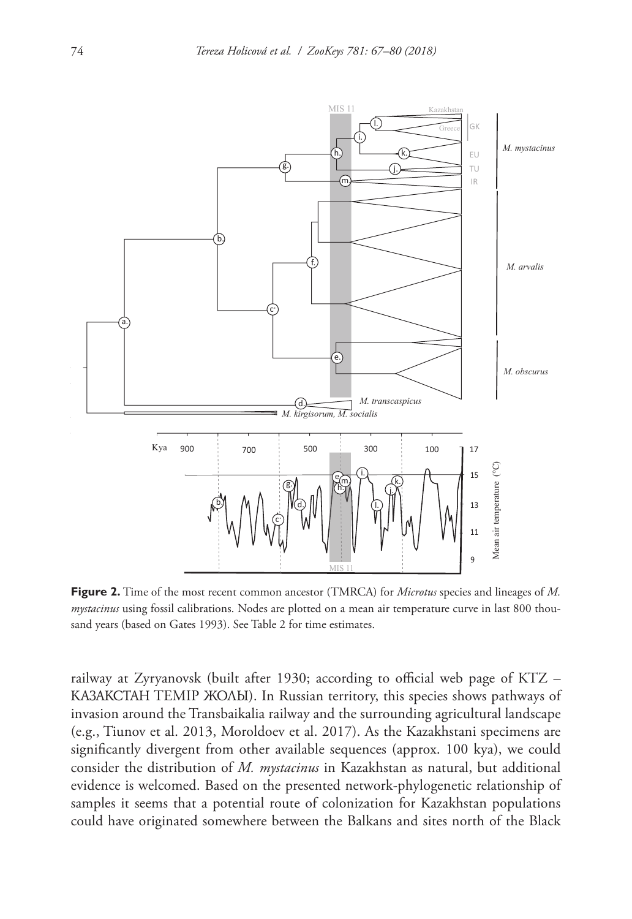**Figure 2.** Time of the most recent common ancestor (TMRCA) for *Microtus* species and lineages of *M. mystacinus* using fossil calibrations. Nodes are plotted on a mean air temperature curve in last 800 thousand years (based on Gates 1993). See Table 2 for time estimates.

railway at Zyryanovsk (built after 1930; according to official web page of KTZ – КАЗАКСТАН ТЕМІР ЖОЛЫ). In Russian territory, this species shows pathways of invasion around the Transbaikalia railway and the surrounding agricultural landscape (e.g., Tiunov et al. 2013, Moroldoev et al. 2017). As the Kazakhstani specimens are significantly divergent from other available sequences (approx. 100 kya), we could consider the distribution of *M. mystacinus* in Kazakhstan as natural, but additional evidence is welcomed. Based on the presented network-phylogenetic relationship of samples it seems that a potential route of colonization for Kazakhstan populations could have originated somewhere between the Balkans and sites north of the Black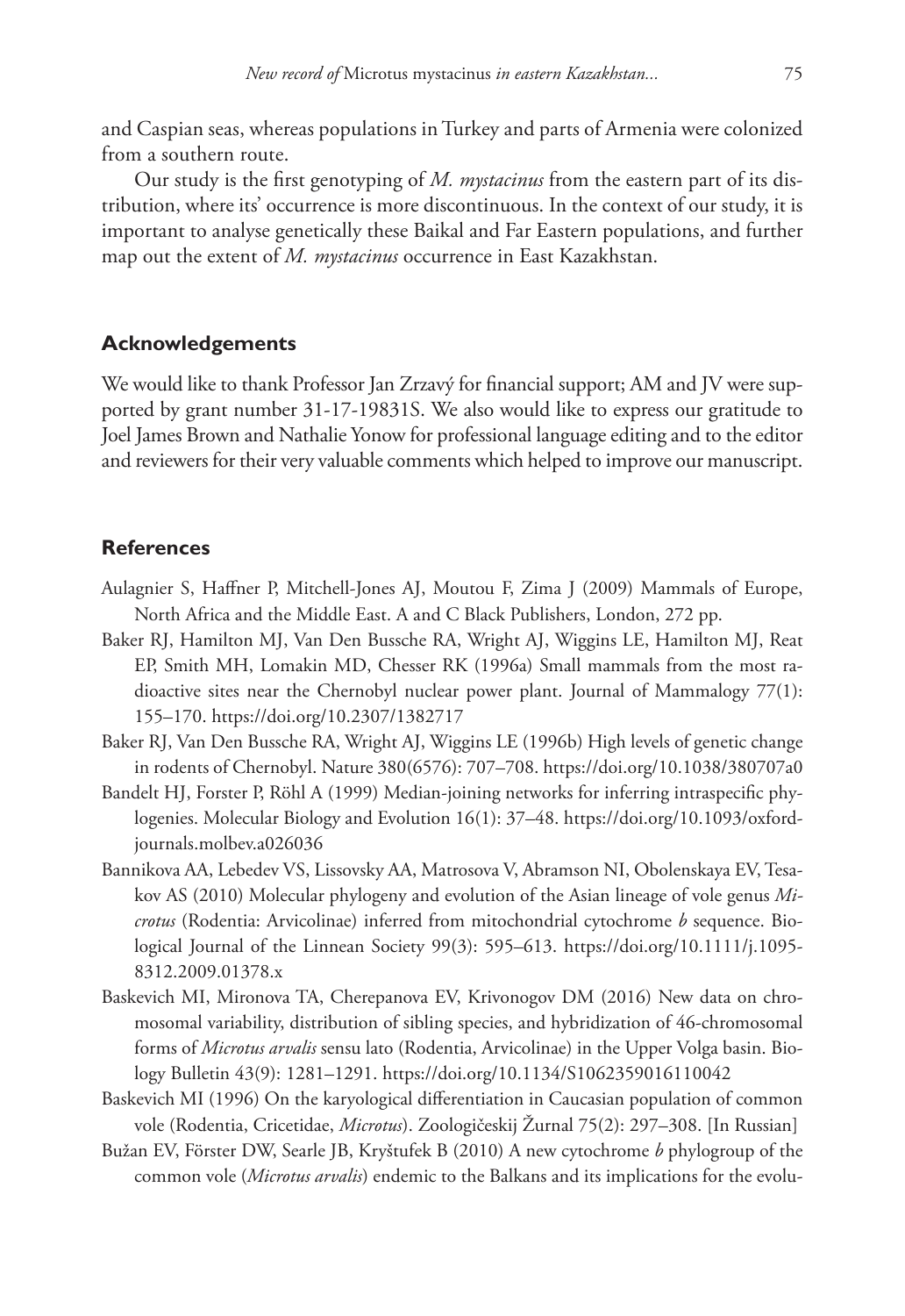and Caspian seas, whereas populations in Turkey and parts of Armenia were colonized from a southern route.

Our study is the first genotyping of *M. mystacinus* from the eastern part of its distribution, where its' occurrence is more discontinuous. In the context of our study, it is important to analyse genetically these Baikal and Far Eastern populations, and further map out the extent of *M. mystacinus* occurrence in East Kazakhstan.

## Acknowledgements

We would like to thank Professor Jan Zrzavý for financial support; AM and JV were supported by grant number 31-17-19831S. We also would like to express our gratitude to Joel James Brown and Nathalie Yonow for professional language editing and to the editor and reviewers for their very valuable comments which helped to improve our manuscript.

## References

Aulagnier S, Haffner P, Mitchell-Jones AJ, Moutou F, Zima J (2009) Mammals of Europe, North Africa and the Middle East. A and C Black Publishers, London, 272 pp.

Baker RJ, Hamilton MJ, Van Den Bussche RA, Wright AJ, Wiggins LE, Hamilton MJ, Reat EP, Smith MH, Lomakin MD, Chesser RK (1996a) Small mammals from the most radioactive sites near the Chernobyl nuclear power plant. Journal of Mammalogy 77(1): 155–170. https://doi.org/10.2307/1382717

Baker RJ, Van Den Bussche RA, Wright AJ, Wiggins LE (1996b) High levels of genetic change in rodents of Chernobyl. Nature 380(6576): 707–708. https://doi.org/10.1038/380707a0

Bandelt HJ, Forster P, Röhl A (1999) Median-joining networks for inferring intraspecific phylogenies. Molecular Biology and Evolution 16(1): 37–48. https://doi.org/10.1093/oxfordjournals.molbev.a026036

Bannikova AA, Lebedev VS, Lissovsky AA, Matrosova V, Abramson NI, Obolenskaya EV, Tesakov AS (2010) Molecular phylogeny and evolution of the Asian lineage of vole genus *Microtus* (Rodentia: Arvicolinae) inferred from mitochondrial cytochrome *b* sequence. Biological Journal of the Linnean Society 99(3): 595–613. https://doi.org/10.1111/j.1095-8312.2009.01378.x

Baskevich MI, Mironova TA, Cherepanova EV, Krivonogov DM (2016) New data on chromosomal variability, distribution of sibling species, and hybridization of 46-chromosomal forms of *Microtus arvalis* sensu lato (Rodentia, Arvicolinae) in the Upper Volga basin. Biology Bulletin 43(9): 1281–1291. https://doi.org/10.1134/S1062359016110042

Baskevich MI (1996) On the karyological differentiation in Caucasian population of common vole (Rodentia, Cricetidae, *Microtus*). Zoologičeskij Žurnal 75(2): 297–308. [In Russian]

Bužan EV, Förster DW, Searle JB, Kryštufek B (2010) A new cytochrome *b* phylogroup of the common vole (*Microtus arvalis*) endemic to the Balkans and its implications for the evolu-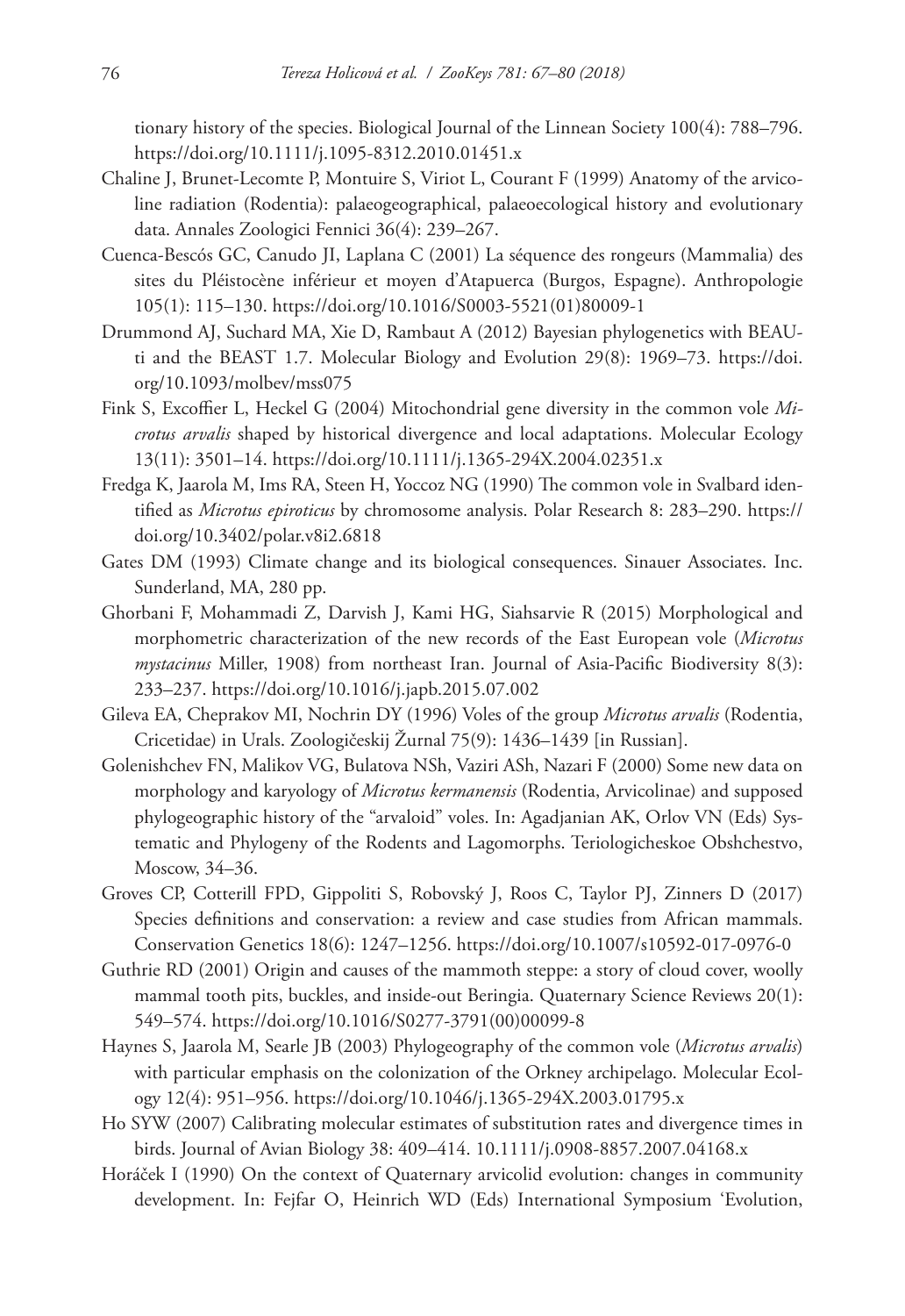tionary history of the species. Biological Journal of the Linnean Society 100(4): 788–796. https://doi.org/10.1111/j.1095-8312.2010.01451.x

Chaline J, Brunet-Lecomte P, Montuire S, Viriot L, Courant F (1999) Anatomy of the arvicoline radiation (Rodentia): palaeogeographical, palaeoecological history and evolutionary data. Annales Zoologici Fennici 36(4): 239–267.

Cuenca-Bescós GC, Canudo JI, Laplana C (2001) La séquence des rongeurs (Mammalia) des sites du Pléistocène inférieur et moyen d'Atapuerca (Burgos, Espagne). Anthropologie 105(1): 115–130. https://doi.org/10.1016/S0003-5521(01)80009-1

Drummond AJ, Suchard MA, Xie D, Rambaut A (2012) Bayesian phylogenetics with BEAUti and the BEAST 1.7. Molecular Biology and Evolution 29(8): 1969–73. https://doi.org/10.1093/molbev/mss075

Fink S, Excoffier L, Heckel G (2004) Mitochondrial gene diversity in the common vole *Microtus arvalis* shaped by historical divergence and local adaptations. Molecular Ecology 13(11): 3501–14. https://doi.org/10.1111/j.1365-294X.2004.02351.x

Fredga K, Jaarola M, Ims RA, Steen H, Yoccoz NG (1990) The common vole in Svalbard identified as *Microtus epiroticus* by chromosome analysis. Polar Research 8: 283–290. https://doi.org/10.3402/polar.v8i2.6818

Gates DM (1993) Climate change and its biological consequences. Sinauer Associates. Inc. Sunderland, MA, 280 pp.

Ghorbani F, Mohammadi Z, Darvish J, Kami HG, Siahsarvie R (2015) Morphological and morphometric characterization of the new records of the East European vole (*Microtus mystacinus* Miller, 1908) from northeast Iran. Journal of Asia-Pacific Biodiversity 8(3): 233–237. https://doi.org/10.1016/j.japb.2015.07.002

Gileva EA, Cheprakov MI, Nochrin DY (1996) Voles of the group *Microtus arvalis* (Rodentia, Cricetidae) in Urals. Zoologičeskij Žurnal 75(9): 1436–1439 [in Russian].

Golenishchev FN, Malikov VG, Bulatova NSh, Vaziri ASh, Nazari F (2000) Some new data on morphology and karyology of *Microtus kermanensis* (Rodentia, Arvicolinae) and supposed phylogeographic history of the "arvaloid" voles. In: Agadjanian AK, Orlov VN (Eds) Systematic and Phylogeny of the Rodents and Lagomorphs. Teriologicheskoe Obshchestvo, Moscow, 34–36.

Groves CP, Cotterill FPD, Gippoliti S, Robovský J, Roos C, Taylor PJ, Zinners D (2017) Species definitions and conservation: a review and case studies from African mammals. Conservation Genetics 18(6): 1247–1256. https://doi.org/10.1007/s10592-017-0976-0

Guthrie RD (2001) Origin and causes of the mammoth steppe: a story of cloud cover, woolly mammal tooth pits, buckles, and inside-out Beringia. Quaternary Science Reviews 20(1): 549–574. https://doi.org/10.1016/S0277-3791(00)00099-8

Haynes S, Jaarola M, Searle JB (2003) Phylogeography of the common vole (*Microtus arvalis*) with particular emphasis on the colonization of the Orkney archipelago. Molecular Ecology 12(4): 951–956. https://doi.org/10.1046/j.1365-294X.2003.01795.x

Ho SYW (2007) Calibrating molecular estimates of substitution rates and divergence times in birds. Journal of Avian Biology 38: 409–414. 10.1111/j.0908-8857.2007.04168.x

Horáček I (1990) On the context of Quaternary arvicolid evolution: changes in community development. In: Fejfar O, Heinrich WD (Eds) International Symposium 'Evolution,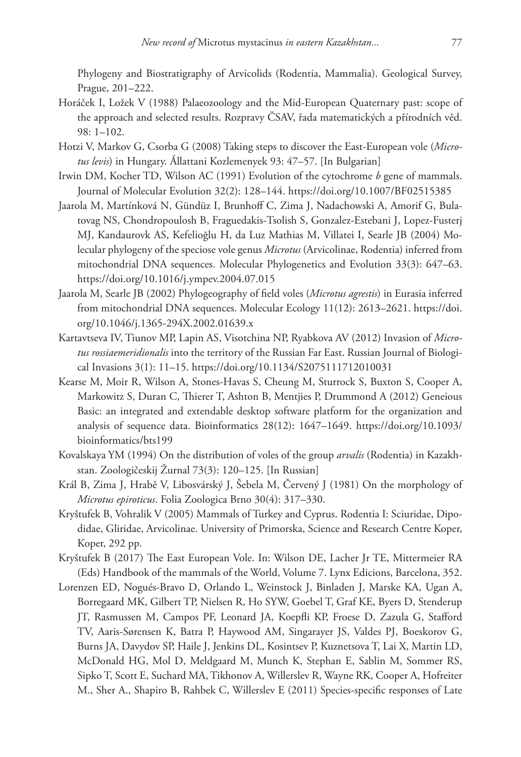Phylogeny and Biostratigraphy of Arvicolids (Rodentia, Mammalia). Geological Survey, Prague, 201–222.

Horáček I, Ložek V (1988) Palaeozoology and the Mid-European Quaternary past: scope of the approach and selected results. Rozpravy ČSAV, řada matematických a přírodních věd. 98: 1–102.

Hotzi V, Markov G, Csorba G (2008) Taking steps to discover the East-European vole (*Microtus levis*) in Hungary. Állattani Kozlemenyek 93: 47–57. [In Bulgarian]

Irwin DM, Kocher TD, Wilson AC (1991) Evolution of the cytochrome *b* gene of mammals. Journal of Molecular Evolution 32(2): 128–144. https://doi.org/10.1007/BF02515385

Jaarola M, Martínková N, Gündüz I, Brunhoff C, Zima J, Nadachowski A, Amorif G, Bulatovag NS, Chondropoulosh B, Fraguedakis-Tsolish S, Gonzalez-Estebani J, Lopez-Fusterj MJ, Kandaurovk AS, Kefelioğlu H, da Luz Mathias M, Villatei I, Searle JB (2004) Molecular phylogeny of the speciose vole genus *Microtus* (Arvicolinae, Rodentia) inferred from mitochondrial DNA sequences. Molecular Phylogenetics and Evolution 33(3): 647–63. https://doi.org/10.1016/j.ympev.2004.07.015

Jaarola M, Searle JB (2002) Phylogeography of field voles (*Microtus agrestis*) in Eurasia inferred from mitochondrial DNA sequences. Molecular Ecology 11(12): 2613–2621. https://doi.org/10.1046/j.1365-294X.2002.01639.x

Kartavtseva IV, Tiunov MP, Lapin AS, Visotchina NP, Ryabkova AV (2012) Invasion of *Microtus rossiaemeridionalis* into the territory of the Russian Far East. Russian Journal of Biological Invasions 3(1): 11–15. https://doi.org/10.1134/S2075111712010031

Kearse M, Moir R, Wilson A, Stones-Havas S, Cheung M, Sturrock S, Buxton S, Cooper A, Markowitz S, Duran C, Thierer T, Ashton B, Mentjies P, Drummond A (2012) Geneious Basic: an integrated and extendable desktop software platform for the organization and analysis of sequence data. Bioinformatics 28(12): 1647–1649. https://doi.org/10.1093/bioinformatics/bts199

Kovalskaya YM (1994) On the distribution of voles of the group *arvalis* (Rodentia) in Kazakhstan. Zoologičeskij Žurnal 73(3): 120–125. [In Russian]

Král B, Zima J, Hrabě V, Libosvárský J, Šebela M, Červený J (1981) On the morphology of *Microtus epiroticus*. Folia Zoologica Brno 30(4): 317–330.

Kryštufek B, Vohralik V (2005) Mammals of Turkey and Cyprus. Rodentia I: Sciuridae, Dipodidae, Gliridae, Arvicolinae. University of Primorska, Science and Research Centre Koper, Koper, 292 pp.

Kryštufek B (2017) The East European Vole. In: Wilson DE, Lacher Jr TE, Mittermeier RA (Eds) Handbook of the mammals of the World, Volume 7. Lynx Edicions, Barcelona, 352.

Lorenzen ED, Nogués-Bravo D, Orlando L, Weinstock J, Binladen J, Marske KA, Ugan A, Borregaard MK, Gilbert TP, Nielsen R, Ho SYW, Goebel T, Graf KE, Byers D, Stenderup JT, Rasmussen M, Campos PF, Leonard JA, Koepfli KP, Froese D, Zazula G, Stafford TV, Aaris-Sørensen K, Batra P, Haywood AM, Singarayer JS, Valdes PJ, Boeskorov G, Burns JA, Davydov SP, Haile J, Jenkins DL, Kosintsev P, Kuznetsova T, Lai X, Martin LD, McDonald HG, Mol D, Meldgaard M, Munch K, Stephan E, Sablin M, Sommer RS, Sipko T, Scott E, Suchard MA, Tikhonov A, Willerslev R, Wayne RK, Cooper A, Hofreiter M., Sher A., Shapiro B, Rahbek C, Willerslev E (2011) Species-specific responses of Late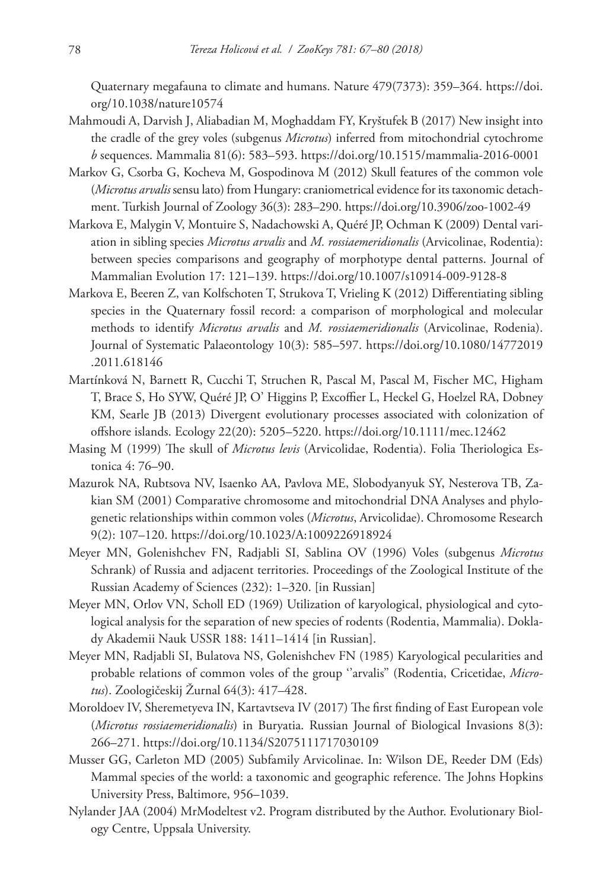Quaternary megafauna to climate and humans. Nature 479(7373): 359–364. https://doi.org/10.1038/nature10574

Mahmoudi A, Darvish J, Aliabadian M, Moghaddam FY, Kryštufek B (2017) New insight into the cradle of the grey voles (subgenus *Microtus*) inferred from mitochondrial cytochrome *b* sequences. Mammalia 81(6): 583–593. https://doi.org/10.1515/mammalia-2016-0001

Markov G, Csorba G, Kocheva M, Gospodinova M (2012) Skull features of the common vole (*Microtus arvalis* sensu lato) from Hungary: craniometrical evidence for its taxonomic detachment. Turkish Journal of Zoology 36(3): 283–290. https://doi.org/10.3906/zoo-1002-49

Markova E, Malygin V, Montuire S, Nadachowski A, Quéré JP, Ochman K (2009) Dental variation in sibling species *Microtus arvalis* and *M. rossiaemeridionalis* (Arvicolinae, Rodentia): between species comparisons and geography of morphotype dental patterns. Journal of Mammalian Evolution 17: 121–139. https://doi.org/10.1007/s10914-009-9128-8

Markova E, Beeren Z, van Kolfschoten T, Strukova T, Vrieling K (2012) Differentiating sibling species in the Quaternary fossil record: a comparison of morphological and molecular methods to identify *Microtus arvalis* and *M. rossiaemeridionalis* (Arvicolinae, Rodenia). Journal of Systematic Palaeontology 10(3): 585–597. https://doi.org/10.1080/14772019.2011.618146

Martínková N, Barnett R, Cucchi T, Struchen R, Pascal M, Pascal M, Fischer MC, Higham T, Brace S, Ho SYW, Quéré JP, O' Higgins P, Excoffier L, Heckel G, Hoelzel RA, Dobney KM, Searle JB (2013) Divergent evolutionary processes associated with colonization of offshore islands. Ecology 22(20): 5205–5220. https://doi.org/10.1111/mec.12462

Masing M (1999) The skull of *Microtus levis* (Arvicolidae, Rodentia). Folia Theriologica Estonica 4: 76–90.

Mazurok NA, Rubtsova NV, Isaenko AA, Pavlova ME, Slobodyanyuk SY, Nesterova TB, Zakian SM (2001) Comparative chromosome and mitochondrial DNA Analyses and phylogenetic relationships within common voles (*Microtus*, Arvicolidae). Chromosome Research 9(2): 107–120. https://doi.org/10.1023/A:1009226918924

Meyer MN, Golenishchev FN, Radjabli SI, Sablina OV (1996) Voles (subgenus *Microtus* Schrank) of Russia and adjacent territories. Proceedings of the Zoological Institute of the Russian Academy of Sciences (232): 1–320. [in Russian]

Meyer MN, Orlov VN, Scholl ED (1969) Utilization of karyological, physiological and cytological analysis for the separation of new species of rodents (Rodentia, Mammalia). Doklady Akademii Nauk USSR 188: 1411–1414 [in Russian].

Meyer MN, Radjabli SI, Bulatova NS, Golenishchev FN (1985) Karyological pecularities and probable relations of common voles of the group ''arvalis" (Rodentia, Cricetidae, *Microtus*). Zoologičeskij Žurnal 64(3): 417–428.

Moroldoev IV, Sheremetyeva IN, Kartavtseva IV (2017) The first finding of East European vole (*Microtus rossiaemeridionalis*) in Buryatia. Russian Journal of Biological Invasions 8(3): 266–271. https://doi.org/10.1134/S2075111717030109

Musser GG, Carleton MD (2005) Subfamily Arvicolinae. In: Wilson DE, Reeder DM (Eds) Mammal species of the world: a taxonomic and geographic reference. The Johns Hopkins University Press, Baltimore, 956–1039.

Nylander JAA (2004) MrModeltest v2. Program distributed by the Author. Evolutionary Biology Centre, Uppsala University.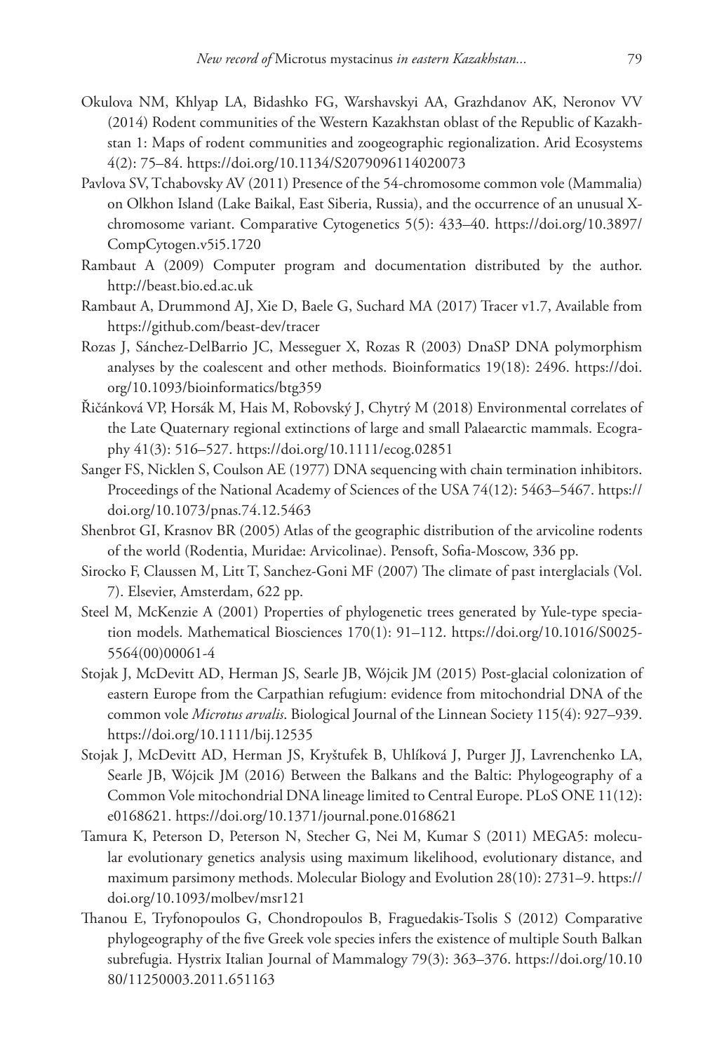Okulova NM, Khlyap LA, Bidashko FG, Warshavskyi AA, Grazhdanov AK, Neronov VV (2014) Rodent communities of the Western Kazakhstan oblast of the Republic of Kazakhstan 1: Maps of rodent communities and zoogeographic regionalization. Arid Ecosystems 4(2): 75–84. https://doi.org/10.1134/S2079096114020073

Pavlova SV, Tchabovsky AV (2011) Presence of the 54-chromosome common vole (Mammalia) on Olkhon Island (Lake Baikal, East Siberia, Russia), and the occurrence of an unusual X-chromosome variant. Comparative Cytogenetics 5(5): 433–40. https://doi.org/10.3897/CompCytogen.v5i5.1720

Rambaut A (2009) Computer program and documentation distributed by the author. http://beast.bio.ed.ac.uk

Rambaut A, Drummond AJ, Xie D, Baele G, Suchard MA (2017) Tracer v1.7, Available from https://github.com/beast-dev/tracer

Rozas J, Sánchez-DelBarrio JC, Messeguer X, Rozas R (2003) DnaSP DNA polymorphism analyses by the coalescent and other methods. Bioinformatics 19(18): 2496. https://doi.org/10.1093/bioinformatics/btg359

Řičánková VP, Horsák M, Hais M, Robovský J, Chytrý M (2018) Environmental correlates of the Late Quaternary regional extinctions of large and small Palaearctic mammals. Ecography 41(3): 516–527. https://doi.org/10.1111/ecog.02851

Sanger FS, Nicklen S, Coulson AE (1977) DNA sequencing with chain termination inhibitors. Proceedings of the National Academy of Sciences of the USA 74(12): 5463–5467. https://doi.org/10.1073/pnas.74.12.5463

Shenbrot GI, Krasnov BR (2005) Atlas of the geographic distribution of the arvicoline rodents of the world (Rodentia, Muridae: Arvicolinae). Pensoft, Sofia-Moscow, 336 pp.

Sirocko F, Claussen M, Litt T, Sanchez-Goni MF (2007) The climate of past interglacials (Vol. 7). Elsevier, Amsterdam, 622 pp.

Steel M, McKenzie A (2001) Properties of phylogenetic trees generated by Yule-type speciation models. Mathematical Biosciences 170(1): 91–112. https://doi.org/10.1016/S0025-5564(00)00061-4

Stojak J, McDevitt AD, Herman JS, Searle JB, Wójcik JM (2015) Post-glacial colonization of eastern Europe from the Carpathian refugium: evidence from mitochondrial DNA of the common vole *Microtus arvalis*. Biological Journal of the Linnean Society 115(4): 927–939. https://doi.org/10.1111/bij.12535

Stojak J, McDevitt AD, Herman JS, Kryštufek B, Uhlíková J, Purger JJ, Lavrenchenko LA, Searle JB, Wójcik JM (2016) Between the Balkans and the Baltic: Phylogeography of a Common Vole mitochondrial DNA lineage limited to Central Europe. PLoS ONE 11(12): e0168621. https://doi.org/10.1371/journal.pone.0168621

Tamura K, Peterson D, Peterson N, Stecher G, Nei M, Kumar S (2011) MEGA5: molecular evolutionary genetics analysis using maximum likelihood, evolutionary distance, and maximum parsimony methods. Molecular Biology and Evolution 28(10): 2731–9. https://doi.org/10.1093/molbev/msr121

Thanou E, Tryfonopoulos G, Chondropoulos B, Fraguedakis-Tsolis S (2012) Comparative phylogeography of the five Greek vole species infers the existence of multiple South Balkan subrefugia. Hystrix Italian Journal of Mammalogy 79(3): 363–376. https://doi.org/10.1080/11250003.2011.651163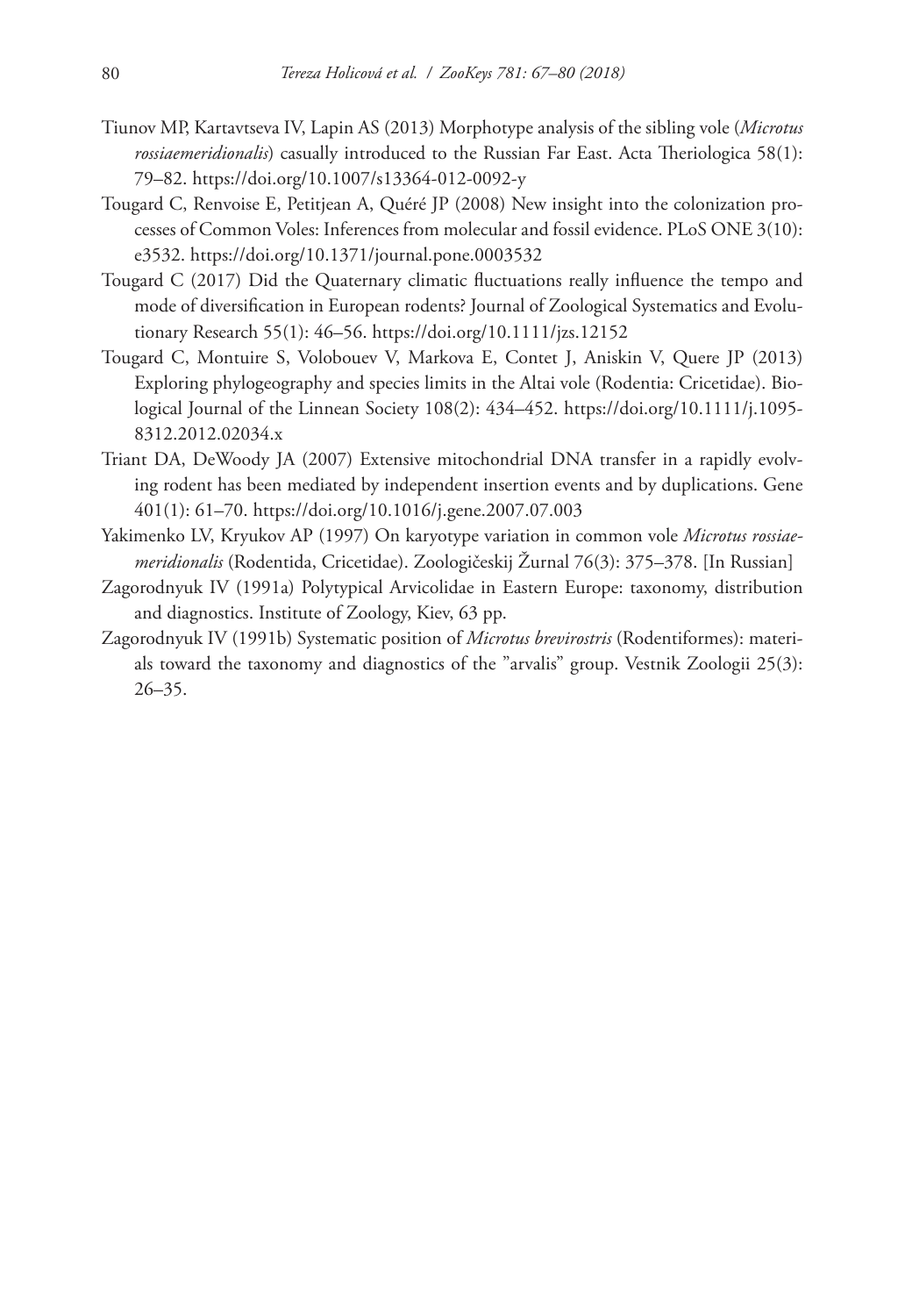Tiunov MP, Kartavtseva IV, Lapin AS (2013) Morphotype analysis of the sibling vole (*Microtus rossiaemeridionalis*) casually introduced to the Russian Far East. Acta Theriologica 58(1): 79–82. https://doi.org/10.1007/s13364-012-0092-y

Tougard C, Renvoise E, Petitjean A, Quéré JP (2008) New insight into the colonization processes of Common Voles: Inferences from molecular and fossil evidence. PLoS ONE 3(10): e3532. https://doi.org/10.1371/journal.pone.0003532

Tougard C (2017) Did the Quaternary climatic fluctuations really influence the tempo and mode of diversification in European rodents? Journal of Zoological Systematics and Evolutionary Research 55(1): 46–56. https://doi.org/10.1111/jzs.12152

Tougard C, Montuire S, Volobouev V, Markova E, Contet J, Aniskin V, Quere JP (2013) Exploring phylogeography and species limits in the Altai vole (Rodentia: Cricetidae). Biological Journal of the Linnean Society 108(2): 434–452. https://doi.org/10.1111/j.1095-8312.2012.02034.x

Triant DA, DeWoody JA (2007) Extensive mitochondrial DNA transfer in a rapidly evolving rodent has been mediated by independent insertion events and by duplications. Gene 401(1): 61–70. https://doi.org/10.1016/j.gene.2007.07.003

Yakimenko LV, Kryukov AP (1997) On karyotype variation in common vole *Microtus rossiaemeridionalis* (Rodentida, Cricetidae). Zoologičeskij Žurnal 76(3): 375–378. [In Russian]

Zagorodnyuk IV (1991a) Polytypical Arvicolidae in Eastern Europe: taxonomy, distribution and diagnostics. Institute of Zoology, Kiev, 63 pp.

Zagorodnyuk IV (1991b) Systematic position of *Microtus brevirostris* (Rodentiformes): materials toward the taxonomy and diagnostics of the "arvalis" group. Vestnik Zoologii 25(3): 26–35.